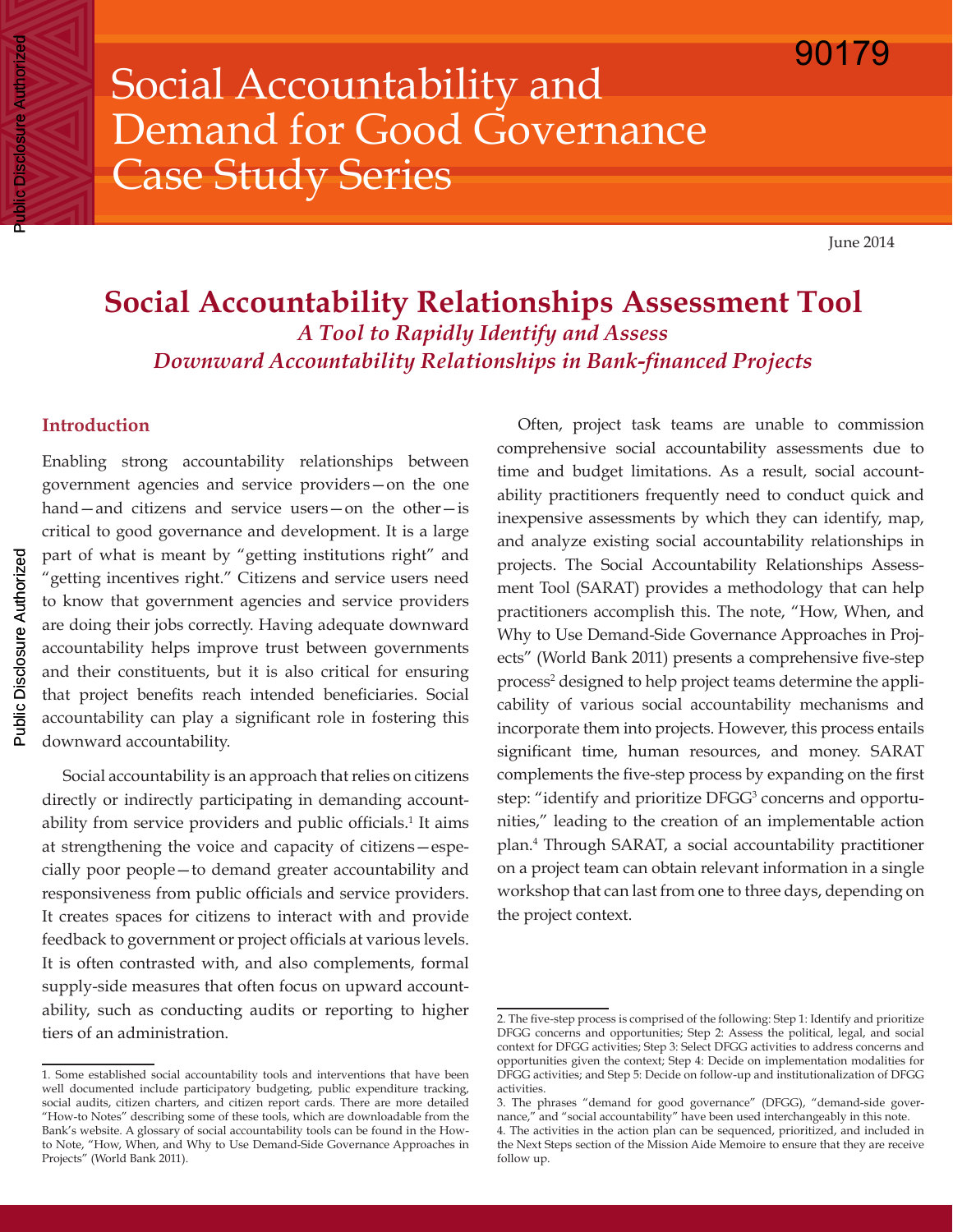# Social Accountability and Demand for Good Governance Case Study Series

June 2014

## Social Accountability Relationships Assessment Tool

### *A Tool to Rapidly Identify and Assess Downward Accountability Relationships in Bank-financed Projects*

### Introduction

Enabling strong accountability relationships between government agencies and service providers—on the one hand—and citizens and service users—on the other—is critical to good governance and development. It is a large part of what is meant by "getting institutions right" and "getting incentives right." Citizens and service users need to know that government agencies and service providers are doing their jobs correctly. Having adequate downward accountability helps improve trust between governments and their constituents, but it is also critical for ensuring that project benefits reach intended beneficiaries. Social accountability can play a significant role in fostering this downward accountability.

Social accountability is an approach that relies on citizens directly or indirectly participating in demanding accountability from service providers and public officials.[1] It aims at strengthening the voice and capacity of citizens—especially poor people—to demand greater accountability and responsiveness from public officials and service providers. It creates spaces for citizens to interact with and provide feedback to government or project officials at various levels. It is often contrasted with, and also complements, formal supply-side measures that often focus on upward accountability, such as conducting audits or reporting to higher tiers of an administration.

Often, project task teams are unable to commission comprehensive social accountability assessments due to time and budget limitations. As a result, social accountability practitioners frequently need to conduct quick and inexpensive assessments by which they can identify, map, and analyze existing social accountability relationships in projects. The Social Accountability Relationships Assessment Tool (SARAT) provides a methodology that can help practitioners accomplish this. The note, "How, When, and Why to Use Demand-Side Governance Approaches in Projects" (World Bank 2011) presents a comprehensive five-step process[2] designed to help project teams determine the applicability of various social accountability mechanisms and incorporate them into projects. However, this process entails significant time, human resources, and money. SARAT complements the five-step process by expanding on the first step: "identify and prioritize DFGG[3] concerns and opportunities," leading to the creation of an implementable action plan.[4] Through SARAT, a social accountability practitioner on a project team can obtain relevant information in a single workshop that can last from one to three days, depending on the project context.

---

1. Some established social accountability tools and interventions that have been well documented include participatory budgeting, public expenditure tracking, social audits, citizen charters, and citizen report cards. There are more detailed "How-to Notes" describing some of these tools, which are downloadable from the Bank's website. A glossary of social accountability tools can be found in the How-to Note, "How, When, and Why to Use Demand-Side Governance Approaches in Projects" (World Bank 2011).

2. The five-step process is comprised of the following: Step 1: Identify and prioritize DFGG concerns and opportunities; Step 2: Assess the political, legal, and social context for DFGG activities; Step 3: Select DFGG activities to address concerns and opportunities given the context; Step 4: Decide on implementation modalities for DFGG activities; and Step 5: Decide on follow-up and institutionalization of DFGG activities.

3. The phrases "demand for good governance" (DFGG), "demand-side governance," and "social accountability" have been used interchangeably in this note.

4. The activities in the action plan can be sequenced, prioritized, and included in the Next Steps section of the Mission Aide Memoire to ensure that they are receive follow up.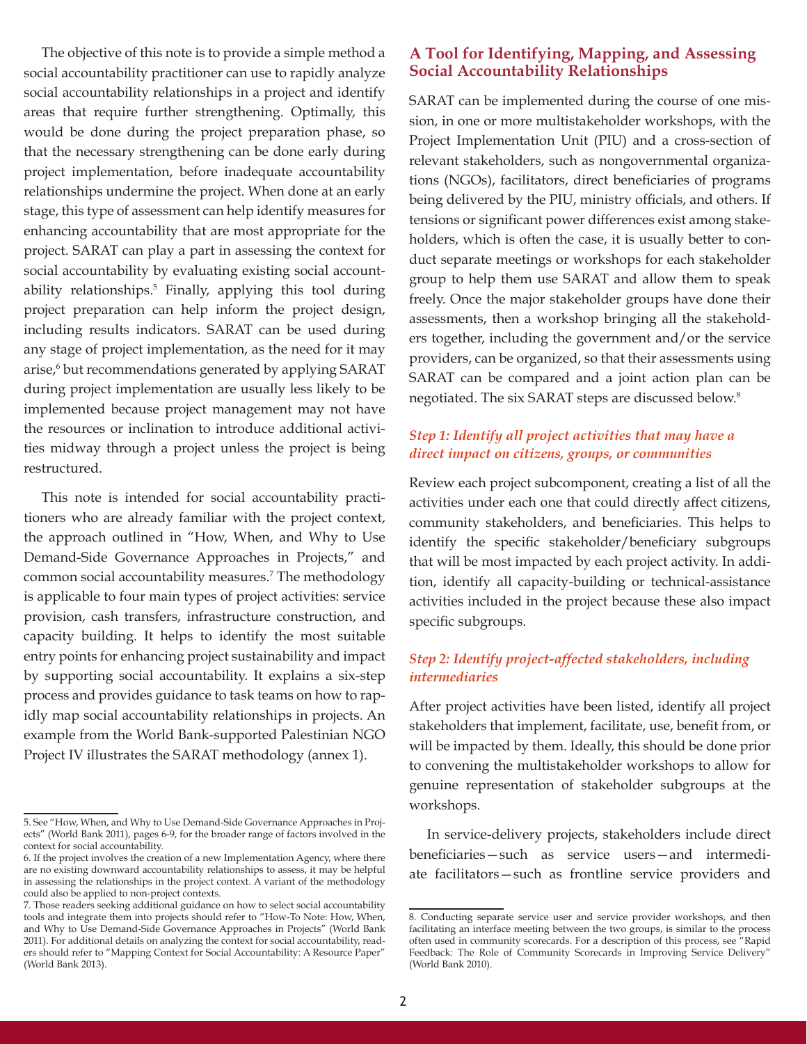The objective of this note is to provide a simple method a social accountability practitioner can use to rapidly analyze social accountability relationships in a project and identify areas that require further strengthening. Optimally, this would be done during the project preparation phase, so that the necessary strengthening can be done early during project implementation, before inadequate accountability relationships undermine the project. When done at an early stage, this type of assessment can help identify measures for enhancing accountability that are most appropriate for the project. SARAT can play a part in assessing the context for social accountability by evaluating existing social accountability relationships.[5] Finally, applying this tool during project preparation can help inform the project design, including results indicators. SARAT can be used during any stage of project implementation, as the need for it may arise,[6] but recommendations generated by applying SARAT during project implementation are usually less likely to be implemented because project management may not have the resources or inclination to introduce additional activities midway through a project unless the project is being restructured.

This note is intended for social accountability practitioners who are already familiar with the project context, the approach outlined in "How, When, and Why to Use Demand-Side Governance Approaches in Projects," and common social accountability measures.[7] The methodology is applicable to four main types of project activities: service provision, cash transfers, infrastructure construction, and capacity building. It helps to identify the most suitable entry points for enhancing project sustainability and impact by supporting social accountability. It explains a six-step process and provides guidance to task teams on how to rapidly map social accountability relationships in projects. An example from the World Bank-supported Palestinian NGO Project IV illustrates the SARAT methodology (annex 1).

## A Tool for Identifying, Mapping, and Assessing Social Accountability Relationships

SARAT can be implemented during the course of one mission, in one or more multistakeholder workshops, with the Project Implementation Unit (PIU) and a cross-section of relevant stakeholders, such as nongovernmental organizations (NGOs), facilitators, direct beneficiaries of programs being delivered by the PIU, ministry officials, and others. If tensions or significant power differences exist among stakeholders, which is often the case, it is usually better to conduct separate meetings or workshops for each stakeholder group to help them use SARAT and allow them to speak freely. Once the major stakeholder groups have done their assessments, then a workshop bringing all the stakeholders together, including the government and/or the service providers, can be organized, so that their assessments using SARAT can be compared and a joint action plan can be negotiated. The six SARAT steps are discussed below.[8]

### *Step 1: Identify all project activities that may have a direct impact on citizens, groups, or communities*

Review each project subcomponent, creating a list of all the activities under each one that could directly affect citizens, community stakeholders, and beneficiaries. This helps to identify the specific stakeholder/beneficiary subgroups that will be most impacted by each project activity. In addition, identify all capacity-building or technical-assistance activities included in the project because these also impact specific subgroups.

### *Step 2: Identify project-affected stakeholders, including intermediaries*

After project activities have been listed, identify all project stakeholders that implement, facilitate, use, benefit from, or will be impacted by them. Ideally, this should be done prior to convening the multistakeholder workshops to allow for genuine representation of stakeholder subgroups at the workshops.

In service-delivery projects, stakeholders include direct beneficiaries—such as service users—and intermediate facilitators—such as frontline service providers and

---

5. See "How, When, and Why to Use Demand-Side Governance Approaches in Projects" (World Bank 2011), pages 6-9, for the broader range of factors involved in the context for social accountability.

6. If the project involves the creation of a new Implementation Agency, where there are no existing downward accountability relationships to assess, it may be helpful in assessing the relationships in the project context. A variant of the methodology could also be applied to non-project contexts.

7. Those readers seeking additional guidance on how to select social accountability tools and integrate them into projects should refer to "How-To Note: How, When, and Why to Use Demand-Side Governance Approaches in Projects" (World Bank 2011). For additional details on analyzing the context for social accountability, readers should refer to "Mapping Context for Social Accountability: A Resource Paper" (World Bank 2013).

8. Conducting separate service user and service provider workshops, and then facilitating an interface meeting between the two groups, is similar to the process often used in community scorecards. For a description of this process, see "Rapid Feedback: The Role of Community Scorecards in Improving Service Delivery" (World Bank 2010).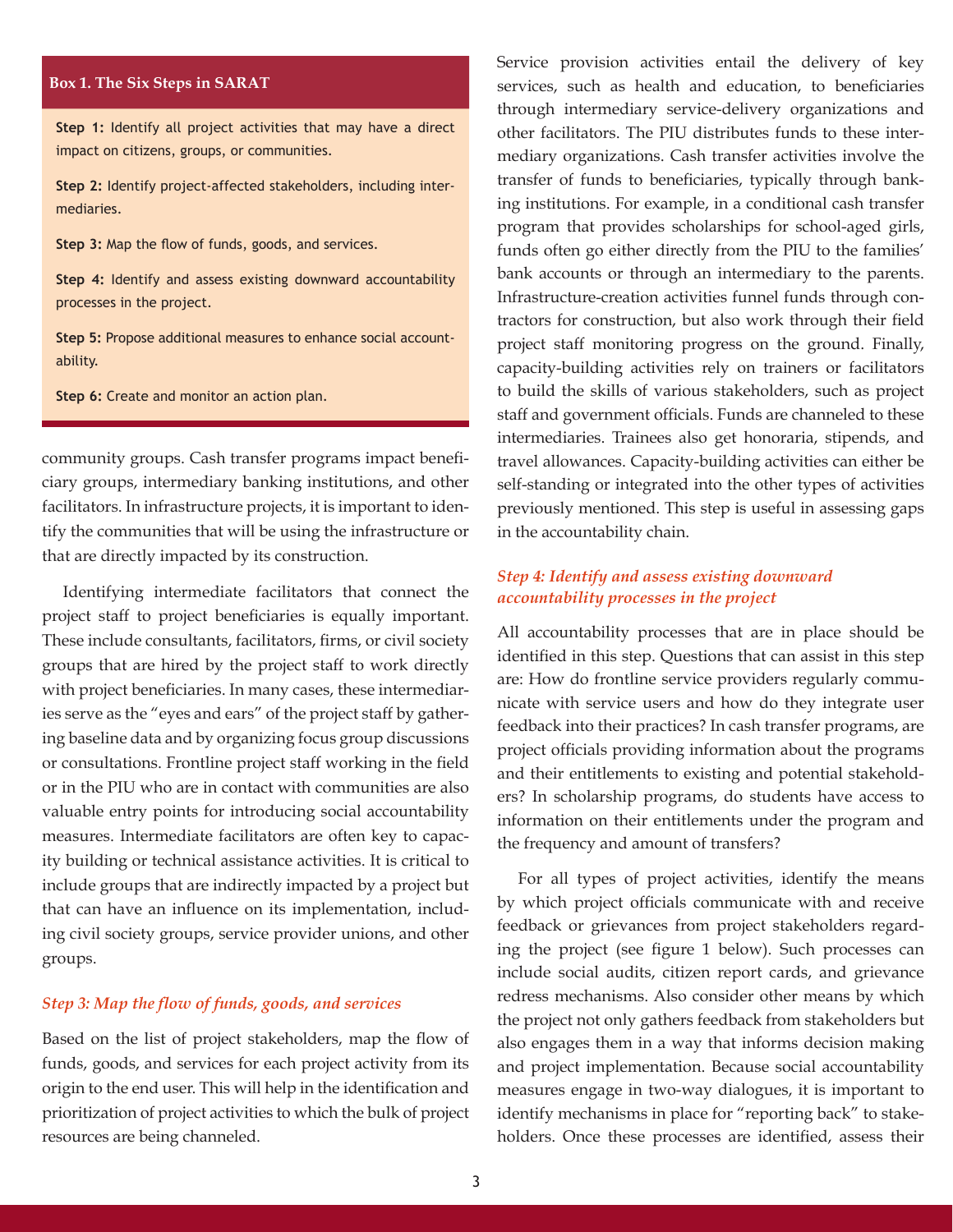**Box 1. The Six Steps in SARAT**

**Step 1:** Identify all project activities that may have a direct impact on citizens, groups, or communities.

**Step 2:** Identify project-affected stakeholders, including intermediaries.

**Step 3:** Map the flow of funds, goods, and services.

**Step 4:** Identify and assess existing downward accountability processes in the project.

**Step 5:** Propose additional measures to enhance social accountability.

**Step 6:** Create and monitor an action plan.

community groups. Cash transfer programs impact beneficiary groups, intermediary banking institutions, and other facilitators. In infrastructure projects, it is important to identify the communities that will be using the infrastructure or that are directly impacted by its construction.

Identifying intermediate facilitators that connect the project staff to project beneficiaries is equally important. These include consultants, facilitators, firms, or civil society groups that are hired by the project staff to work directly with project beneficiaries. In many cases, these intermediaries serve as the "eyes and ears" of the project staff by gathering baseline data and by organizing focus group discussions or consultations. Frontline project staff working in the field or in the PIU who are in contact with communities are also valuable entry points for introducing social accountability measures. Intermediate facilitators are often key to capacity building or technical assistance activities. It is critical to include groups that are indirectly impacted by a project but that can have an influence on its implementation, including civil society groups, service provider unions, and other groups.

### *Step 3: Map the flow of funds, goods, and services*

Based on the list of project stakeholders, map the flow of funds, goods, and services for each project activity from its origin to the end user. This will help in the identification and prioritization of project activities to which the bulk of project resources are being channeled.

Service provision activities entail the delivery of key services, such as health and education, to beneficiaries through intermediary service-delivery organizations and other facilitators. The PIU distributes funds to these intermediary organizations. Cash transfer activities involve the transfer of funds to beneficiaries, typically through banking institutions. For example, in a conditional cash transfer program that provides scholarships for school-aged girls, funds often go either directly from the PIU to the families' bank accounts or through an intermediary to the parents. Infrastructure-creation activities funnel funds through contractors for construction, but also work through their field project staff monitoring progress on the ground. Finally, capacity-building activities rely on trainers or facilitators to build the skills of various stakeholders, such as project staff and government officials. Funds are channeled to these intermediaries. Trainees also get honoraria, stipends, and travel allowances. Capacity-building activities can either be self-standing or integrated into the other types of activities previously mentioned. This step is useful in assessing gaps in the accountability chain.

### *Step 4: Identify and assess existing downward accountability processes in the project*

All accountability processes that are in place should be identified in this step. Questions that can assist in this step are: How do frontline service providers regularly communicate with service users and how do they integrate user feedback into their practices? In cash transfer programs, are project officials providing information about the programs and their entitlements to existing and potential stakeholders? In scholarship programs, do students have access to information on their entitlements under the program and the frequency and amount of transfers?

For all types of project activities, identify the means by which project officials communicate with and receive feedback or grievances from project stakeholders regarding the project (see figure 1 below). Such processes can include social audits, citizen report cards, and grievance redress mechanisms. Also consider other means by which the project not only gathers feedback from stakeholders but also engages them in a way that informs decision making and project implementation. Because social accountability measures engage in two-way dialogues, it is important to identify mechanisms in place for "reporting back" to stakeholders. Once these processes are identified, assess their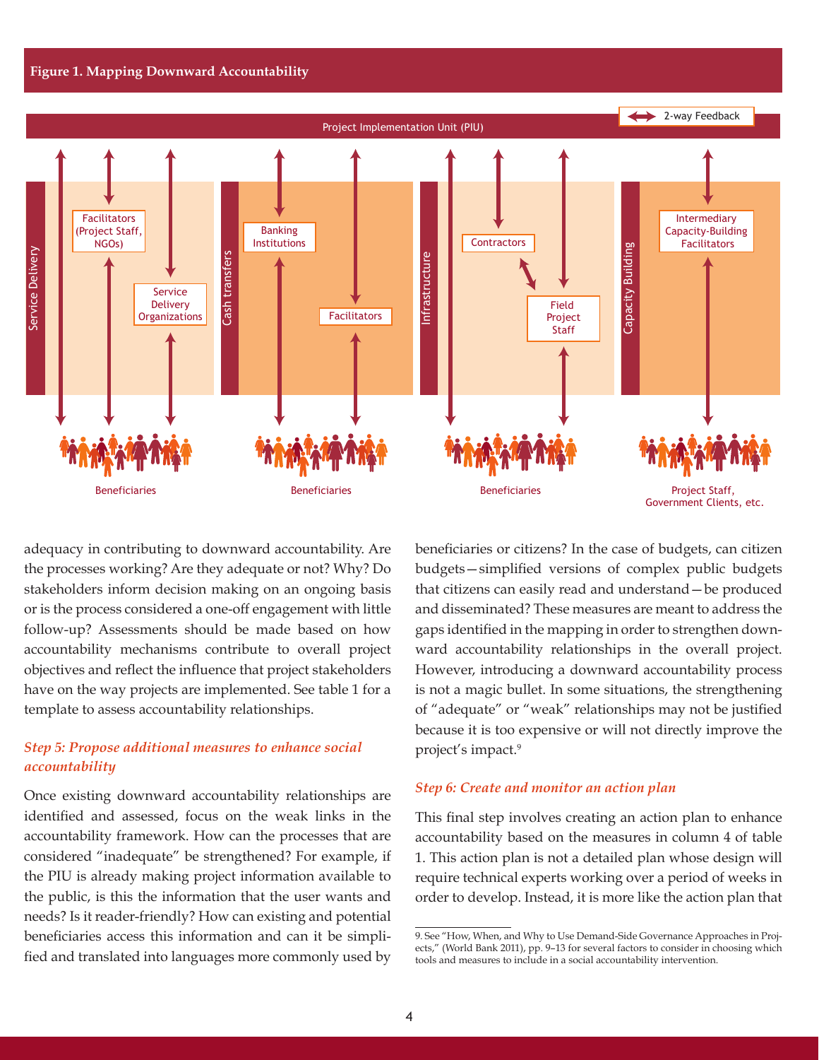**Figure 1. Mapping Downward Accountability**

Project Implementation Unit (PIU)

2-way Feedback

Service Delivery: Facilitators (Project Staff, NGOs); Service Delivery Organizations; Beneficiaries

Cash transfers: Banking Institutions; Facilitators; Beneficiaries

Infrastructure: Contractors; Field Project Staff; Beneficiaries

Capacity Building: Intermediary Capacity-Building Facilitators; Project Staff, Government Clients, etc.

adequacy in contributing to downward accountability. Are the processes working? Are they adequate or not? Why? Do stakeholders inform decision making on an ongoing basis or is the process considered a one-off engagement with little follow-up? Assessments should be made based on how accountability mechanisms contribute to overall project objectives and reflect the influence that project stakeholders have on the way projects are implemented. See table 1 for a template to assess accountability relationships.

### *Step 5: Propose additional measures to enhance social accountability*

Once existing downward accountability relationships are identified and assessed, focus on the weak links in the accountability framework. How can the processes that are considered "inadequate" be strengthened? For example, if the PIU is already making project information available to the public, is this the information that the user wants and needs? Is it reader-friendly? How can existing and potential beneficiaries access this information and can it be simplified and translated into languages more commonly used by beneficiaries or citizens? In the case of budgets, can citizen budgets—simplified versions of complex public budgets that citizens can easily read and understand—be produced and disseminated? These measures are meant to address the gaps identified in the mapping in order to strengthen downward accountability relationships in the overall project. However, introducing a downward accountability process is not a magic bullet. In some situations, the strengthening of "adequate" or "weak" relationships may not be justified because it is too expensive or will not directly improve the project's impact.[9]

### *Step 6: Create and monitor an action plan*

This final step involves creating an action plan to enhance accountability based on the measures in column 4 of table 1. This action plan is not a detailed plan whose design will require technical experts working over a period of weeks in order to develop. Instead, it is more like the action plan that

9. See "How, When, and Why to Use Demand-Side Governance Approaches in Projects," (World Bank 2011), pp. 9–13 for several factors to consider in choosing which tools and measures to include in a social accountability intervention.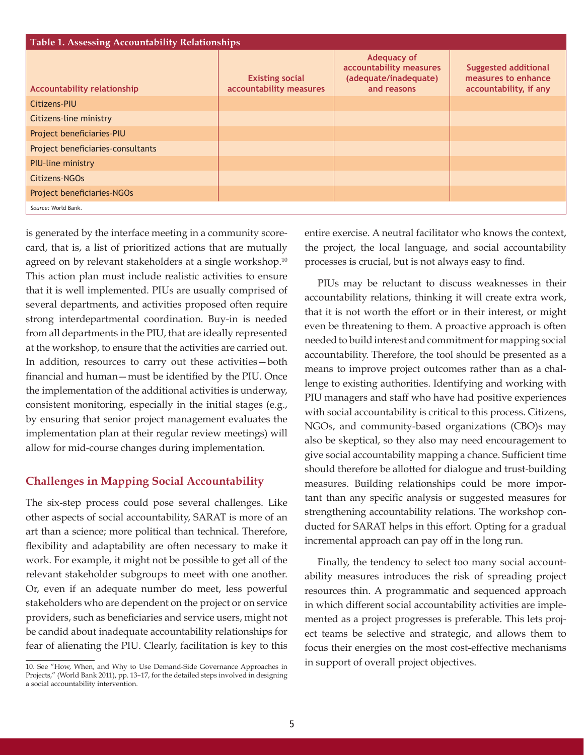**Table 1. Assessing Accountability Relationships**

| Accountability relationship | Existing social accountability measures | Adequacy of accountability measures (adequate/inadequate) and reasons | Suggested additional measures to enhance accountability, if any |
|---|---|---|---|
| Citizens-PIU | | | |
| Citizens-line ministry | | | |
| Project beneficiaries-PIU | | | |
| Project beneficiaries-consultants | | | |
| PIU-line ministry | | | |
| Citizens-NGOs | | | |
| Project beneficiaries-NGOs | | | |

*Source:* World Bank.

is generated by the interface meeting in a community scorecard, that is, a list of prioritized actions that are mutually agreed on by relevant stakeholders at a single workshop.[10] This action plan must include realistic activities to ensure that it is well implemented. PIUs are usually comprised of several departments, and activities proposed often require strong interdepartmental coordination. Buy-in is needed from all departments in the PIU, that are ideally represented at the workshop, to ensure that the activities are carried out. In addition, resources to carry out these activities—both financial and human—must be identified by the PIU. Once the implementation of the additional activities is underway, consistent monitoring, especially in the initial stages (e.g., by ensuring that senior project management evaluates the implementation plan at their regular review meetings) will allow for mid-course changes during implementation.

## Challenges in Mapping Social Accountability

The six-step process could pose several challenges. Like other aspects of social accountability, SARAT is more of an art than a science; more political than technical. Therefore, flexibility and adaptability are often necessary to make it work. For example, it might not be possible to get all of the relevant stakeholder subgroups to meet with one another. Or, even if an adequate number do meet, less powerful stakeholders who are dependent on the project or on service providers, such as beneficiaries and service users, might not be candid about inadequate accountability relationships for fear of alienating the PIU. Clearly, facilitation is key to this entire exercise. A neutral facilitator who knows the context, the project, the local language, and social accountability processes is crucial, but is not always easy to find.

PIUs may be reluctant to discuss weaknesses in their accountability relations, thinking it will create extra work, that it is not worth the effort or in their interest, or might even be threatening to them. A proactive approach is often needed to build interest and commitment for mapping social accountability. Therefore, the tool should be presented as a means to improve project outcomes rather than as a challenge to existing authorities. Identifying and working with PIU managers and staff who have had positive experiences with social accountability is critical to this process. Citizens, NGOs, and community-based organizations (CBO)s may also be skeptical, so they also may need encouragement to give social accountability mapping a chance. Sufficient time should therefore be allotted for dialogue and trust-building measures. Building relationships could be more important than any specific analysis or suggested measures for strengthening accountability relations. The workshop conducted for SARAT helps in this effort. Opting for a gradual incremental approach can pay off in the long run.

Finally, the tendency to select too many social accountability measures introduces the risk of spreading project resources thin. A programmatic and sequenced approach in which different social accountability activities are implemented as a project progresses is preferable. This lets project teams be selective and strategic, and allows them to focus their energies on the most cost-effective mechanisms in support of overall project objectives.

10. See "How, When, and Why to Use Demand-Side Governance Approaches in Projects," (World Bank 2011), pp. 13–17, for the detailed steps involved in designing a social accountability intervention.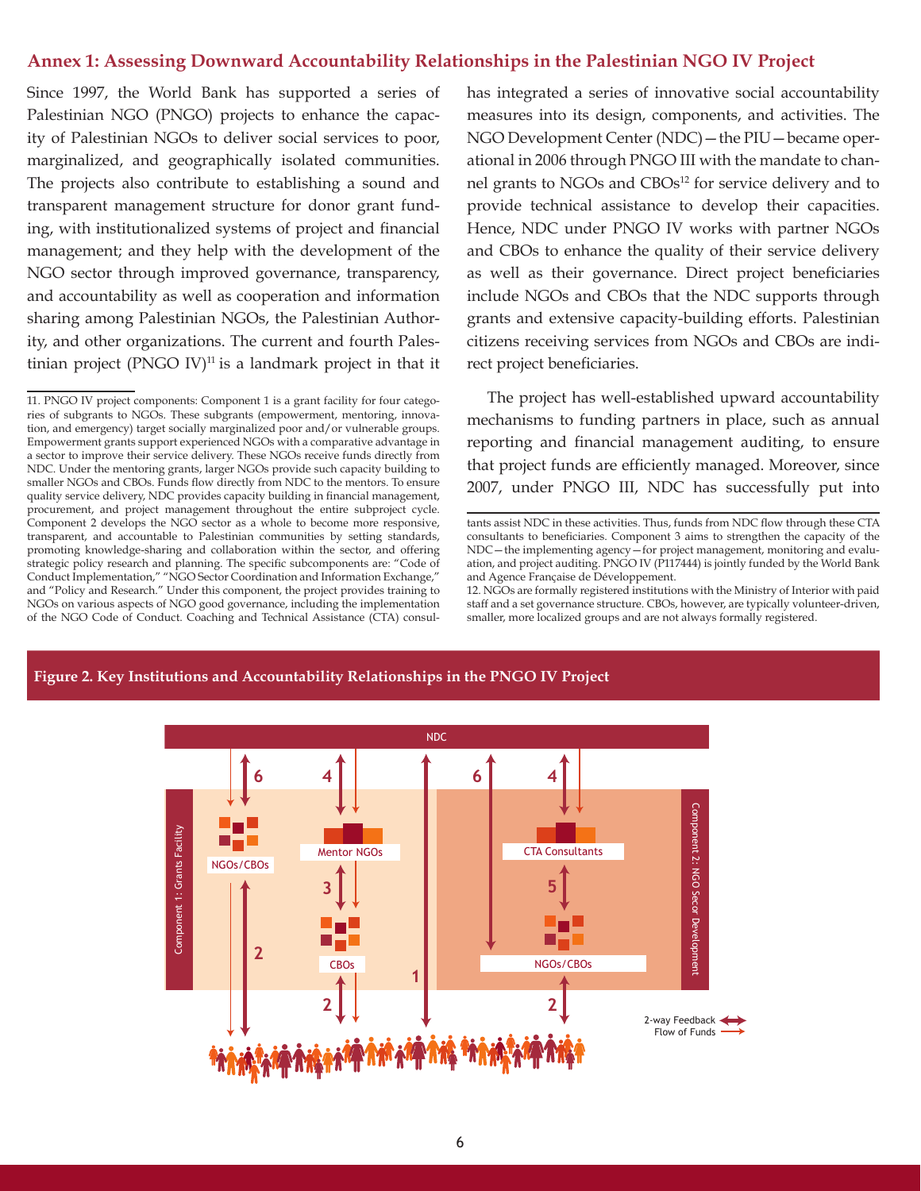## Annex 1: Assessing Downward Accountability Relationships in the Palestinian NGO IV Project

Since 1997, the World Bank has supported a series of Palestinian NGO (PNGO) projects to enhance the capacity of Palestinian NGOs to deliver social services to poor, marginalized, and geographically isolated communities. The projects also contribute to establishing a sound and transparent management structure for donor grant funding, with institutionalized systems of project and financial management; and they help with the development of the NGO sector through improved governance, transparency, and accountability as well as cooperation and information sharing among Palestinian NGOs, the Palestinian Authority, and other organizations. The current and fourth Palestinian project (PNGO IV)[11] is a landmark project in that it has integrated a series of innovative social accountability measures into its design, components, and activities. The NGO Development Center (NDC)—the PIU—became operational in 2006 through PNGO III with the mandate to channel grants to NGOs and CBOs[12] for service delivery and to provide technical assistance to develop their capacities. Hence, NDC under PNGO IV works with partner NGOs and CBOs to enhance the quality of their service delivery as well as their governance. Direct project beneficiaries include NGOs and CBOs that the NDC supports through grants and extensive capacity-building efforts. Palestinian citizens receiving services from NGOs and CBOs are indirect project beneficiaries.

The project has well-established upward accountability mechanisms to funding partners in place, such as annual reporting and financial management auditing, to ensure that project funds are efficiently managed. Moreover, since 2007, under PNGO III, NDC has successfully put into

11. PNGO IV project components: Component 1 is a grant facility for four categories of subgrants to NGOs. These subgrants (empowerment, mentoring, innovation, and emergency) target socially marginalized poor and/or vulnerable groups. Empowerment grants support experienced NGOs with a comparative advantage in a sector to improve their service delivery. These NGOs receive funds directly from NDC. Under the mentoring grants, larger NGOs provide such capacity building to smaller NGOs and CBOs. Funds flow directly from NDC to the mentors. To ensure quality service delivery, NDC provides capacity building in financial management, procurement, and project management throughout the entire subproject cycle. Component 2 develops the NGO sector as a whole to become more responsive, transparent, and accountable to Palestinian communities by setting standards, promoting knowledge-sharing and collaboration within the sector, and offering strategic policy research and planning. The specific subcomponents are: "Code of Conduct Implementation," "NGO Sector Coordination and Information Exchange," and "Policy and Research." Under this component, the project provides training to NGOs on various aspects of NGO good governance, including the implementation of the NGO Code of Conduct. Coaching and Technical Assistance (CTA) consultants assist NDC in these activities. Thus, funds from NDC flow through these CTA consultants to beneficiaries. Component 3 aims to strengthen the capacity of the NDC—the implementing agency—for project management, monitoring and evaluation, and project auditing. PNGO IV (P117444) is jointly funded by the World Bank and Agence Française de Développement.

12. NGOs are formally registered institutions with the Ministry of Interior with paid staff and a set governance structure. CBOs, however, are typically volunteer-driven, smaller, more localized groups and are not always formally registered.

**Figure 2. Key Institutions and Accountability Relationships in the PNGO IV Project**

NDC

Component 1: Grants Facility — NGOs/CBOs; Mentor NGOs; CBOs

Component 2: NGO Secor Development — CTA Consultants; NGOs/CBOs

2-way Feedback
Flow of Funds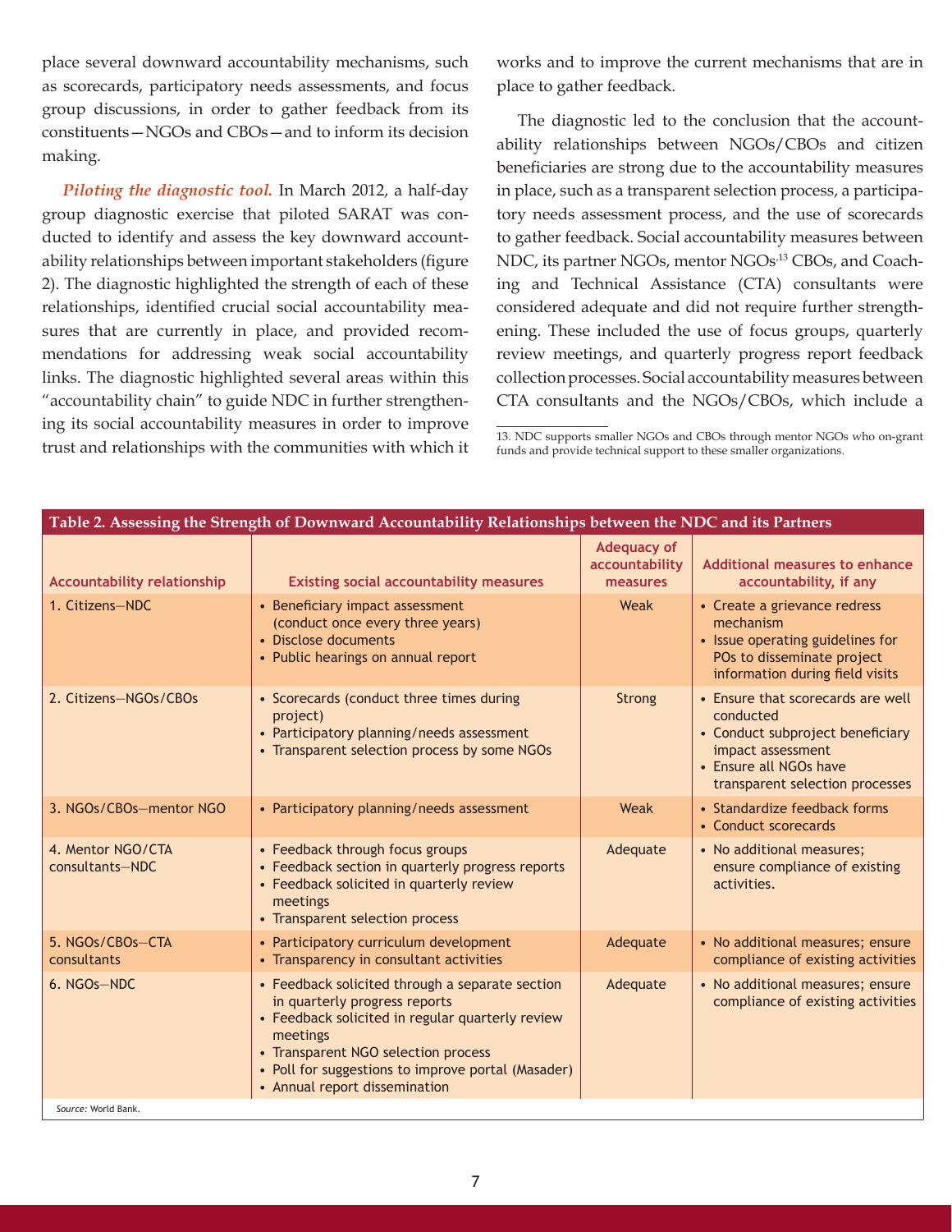place several downward accountability mechanisms, such as scorecards, participatory needs assessments, and focus group discussions, in order to gather feedback from its constituents—NGOs and CBOs—and to inform its decision making.

***Piloting the diagnostic tool.*** In March 2012, a half-day group diagnostic exercise that piloted SARAT was conducted to identify and assess the key downward accountability relationships between important stakeholders (figure 2). The diagnostic highlighted the strength of each of these relationships, identified crucial social accountability measures that are currently in place, and provided recommendations for addressing weak social accountability links. The diagnostic highlighted several areas within this "accountability chain" to guide NDC in further strengthening its social accountability measures in order to improve trust and relationships with the communities with which it works and to improve the current mechanisms that are in place to gather feedback.

The diagnostic led to the conclusion that the accountability relationships between NGOs/CBOs and citizen beneficiaries are strong due to the accountability measures in place, such as a transparent selection process, a participatory needs assessment process, and the use of scorecards to gather feedback. Social accountability measures between NDC, its partner NGOs, mentor NGOs,[13] CBOs, and Coaching and Technical Assistance (CTA) consultants were considered adequate and did not require further strengthening. These included the use of focus groups, quarterly review meetings, and quarterly progress report feedback collection processes. Social accountability measures between CTA consultants and the NGOs/CBOs, which include a

13. NDC supports smaller NGOs and CBOs through mentor NGOs who on-grant funds and provide technical support to these smaller organizations.

**Table 2. Assessing the Strength of Downward Accountability Relationships between the NDC and its Partners**

| Accountability relationship | Existing social accountability measures | Adequacy of accountability measures | Additional measures to enhance accountability, if any |
|---|---|---|---|
| 1. Citizens—NDC | • Beneficiary impact assessment (conduct once every three years)<br>• Disclose documents<br>• Public hearings on annual report | Weak | • Create a grievance redress mechanism<br>• Issue operating guidelines for POs to disseminate project information during field visits |
| 2. Citizens—NGOs/CBOs | • Scorecards (conduct three times during project)<br>• Participatory planning/needs assessment<br>• Transparent selection process by some NGOs | Strong | • Ensure that scorecards are well conducted<br>• Conduct subproject beneficiary impact assessment<br>• Ensure all NGOs have transparent selection processes |
| 3. NGOs/CBOs—mentor NGO | • Participatory planning/needs assessment | Weak | • Standardize feedback forms<br>• Conduct scorecards |
| 4. Mentor NGO/CTA consultants—NDC | • Feedback through focus groups<br>• Feedback section in quarterly progress reports<br>• Feedback solicited in quarterly review meetings<br>• Transparent selection process | Adequate | • No additional measures; ensure compliance of existing activities. |
| 5. NGOs/CBOs—CTA consultants | • Participatory curriculum development<br>• Transparency in consultant activities | Adequate | • No additional measures; ensure compliance of existing activities |
| 6. NGOs—NDC | • Feedback solicited through a separate section in quarterly progress reports<br>• Feedback solicited in regular quarterly review meetings<br>• Transparent NGO selection process<br>• Poll for suggestions to improve portal (Masader)<br>• Annual report dissemination | Adequate | • No additional measures; ensure compliance of existing activities |

*Source:* World Bank.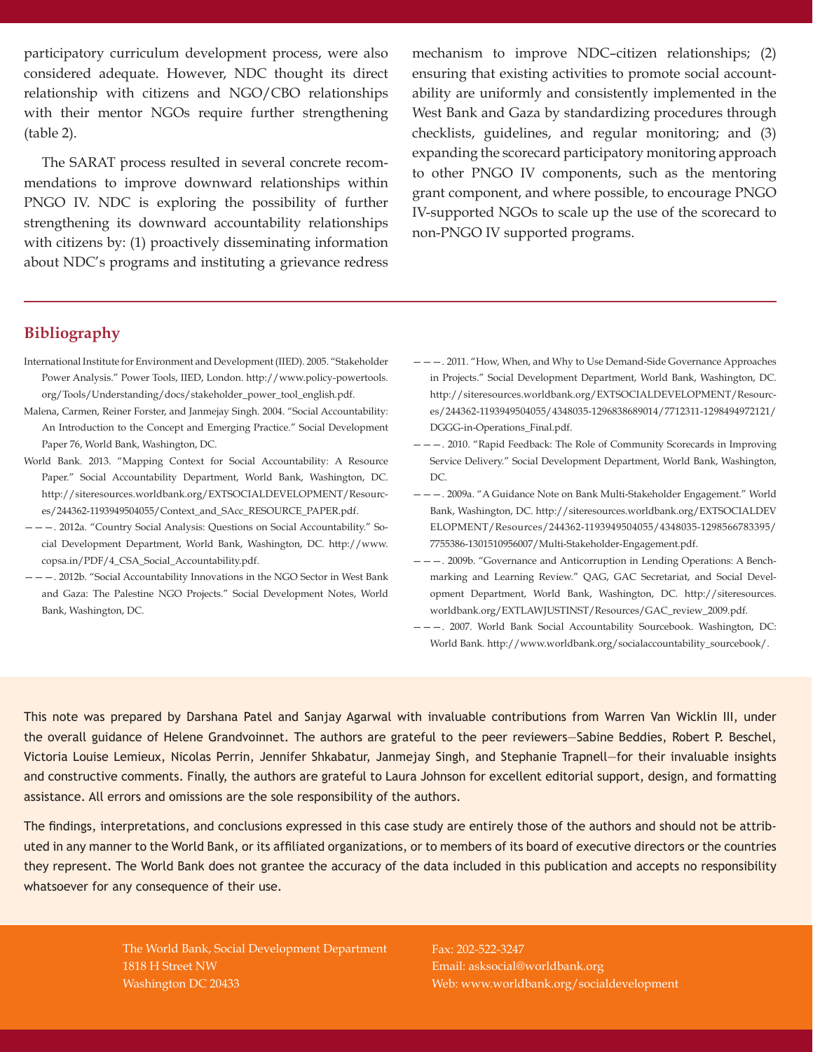participatory curriculum development process, were also considered adequate. However, NDC thought its direct relationship with citizens and NGO/CBO relationships with their mentor NGOs require further strengthening (table 2).

The SARAT process resulted in several concrete recommendations to improve downward relationships within PNGO IV. NDC is exploring the possibility of further strengthening its downward accountability relationships with citizens by: (1) proactively disseminating information about NDC's programs and instituting a grievance redress mechanism to improve NDC–citizen relationships; (2) ensuring that existing activities to promote social accountability are uniformly and consistently implemented in the West Bank and Gaza by standardizing procedures through checklists, guidelines, and regular monitoring; and (3) expanding the scorecard participatory monitoring approach to other PNGO IV components, such as the mentoring grant component, and where possible, to encourage PNGO IV-supported NGOs to scale up the use of the scorecard to non-PNGO IV supported programs.

## Bibliography

International Institute for Environment and Development (IIED). 2005. "Stakeholder Power Analysis." Power Tools, IIED, London. http://www.policy-powertools.org/Tools/Understanding/docs/stakeholder_power_tool_english.pdf.

Malena, Carmen, Reiner Forster, and Janmejay Singh. 2004. "Social Accountability: An Introduction to the Concept and Emerging Practice." Social Development Paper 76, World Bank, Washington, DC.

World Bank. 2013. "Mapping Context for Social Accountability: A Resource Paper." Social Accountability Department, World Bank, Washington, DC. http://siteresources.worldbank.org/EXTSOCIALDEVELOPMENT/Resources/244362-1193949504055/Context_and_SAcc_RESOURCE_PAPER.pdf.

———. 2012a. "Country Social Analysis: Questions on Social Accountability." Social Development Department, World Bank, Washington, DC. http://www.copsa.in/PDF/4_CSA_Social_Accountability.pdf.

———. 2012b. "Social Accountability Innovations in the NGO Sector in West Bank and Gaza: The Palestine NGO Projects." Social Development Notes, World Bank, Washington, DC.

———. 2011. "How, When, and Why to Use Demand-Side Governance Approaches in Projects." Social Development Department, World Bank, Washington, DC. http://siteresources.worldbank.org/EXTSOCIALDEVELOPMENT/Resources/244362-1193949504055/4348035-1296838689014/7712311-1298494972121/DGGG-in-Operations_Final.pdf.

———. 2010. "Rapid Feedback: The Role of Community Scorecards in Improving Service Delivery." Social Development Department, World Bank, Washington, DC.

———. 2009a. "A Guidance Note on Bank Multi-Stakeholder Engagement." World Bank, Washington, DC. http://siteresources.worldbank.org/EXTSOCIALDEVELOPMENT/Resources/244362-1193949504055/4348035-1298566783395/7755386-1301510956007/Multi-Stakeholder-Engagement.pdf.

———. 2009b. "Governance and Anticorruption in Lending Operations: A Benchmarking and Learning Review." QAG, GAC Secretariat, and Social Development Department, World Bank, Washington, DC. http://siteresources.worldbank.org/EXTLAWJUSTINST/Resources/GAC_review_2009.pdf.

———. 2007. World Bank Social Accountability Sourcebook. Washington, DC: World Bank. http://www.worldbank.org/socialaccountability_sourcebook/.

This note was prepared by Darshana Patel and Sanjay Agarwal with invaluable contributions from Warren Van Wicklin III, under the overall guidance of Helene Grandvoinnet. The authors are grateful to the peer reviewers—Sabine Beddies, Robert P. Beschel, Victoria Louise Lemieux, Nicolas Perrin, Jennifer Shkabatur, Janmejay Singh, and Stephanie Trapnell—for their invaluable insights and constructive comments. Finally, the authors are grateful to Laura Johnson for excellent editorial support, design, and formatting assistance. All errors and omissions are the sole responsibility of the authors.

The findings, interpretations, and conclusions expressed in this case study are entirely those of the authors and should not be attributed in any manner to the World Bank, or its affiliated organizations, or to members of its board of executive directors or the countries they represent. The World Bank does not grantee the accuracy of the data included in this publication and accepts no responsibility whatsoever for any consequence of their use.

The World Bank, Social Development Department
1818 H Street NW
Washington DC 20433

Fax: 202-522-3247
Email: asksocial@worldbank.org
Web: www.worldbank.org/socialdevelopment